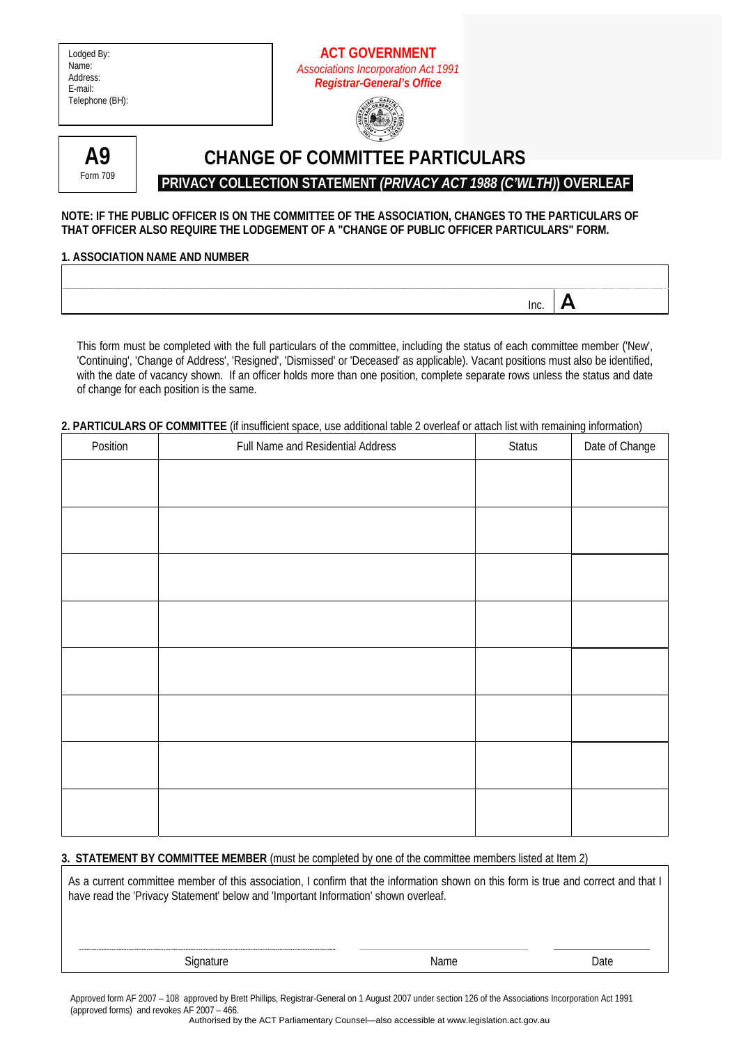Lodged By:
Name:
Address:
E-mail:
Telephone (BH):

**ACT GOVERNMENT**
*Associations Incorporation Act 1991*
***Registrar-General's Office***

**A9**
Form 709

# CHANGE OF COMMITTEE PARTICULARS

**PRIVACY COLLECTION STATEMENT *(PRIVACY ACT 1988 (C'WLTH))* OVERLEAF**

**NOTE: IF THE PUBLIC OFFICER IS ON THE COMMITTEE OF THE ASSOCIATION, CHANGES TO THE PARTICULARS OF THAT OFFICER ALSO REQUIRE THE LODGEMENT OF A "CHANGE OF PUBLIC OFFICER PARTICULARS" FORM.**

**1. ASSOCIATION NAME AND NUMBER**

| | | |
|---|---|---|
| | | |
| | Inc. | **A** |

This form must be completed with the full particulars of the committee, including the status of each committee member ('New', 'Continuing', 'Change of Address', 'Resigned', 'Dismissed' or 'Deceased' as applicable). Vacant positions must also be identified, with the date of vacancy shown. If an officer holds more than one position, complete separate rows unless the status and date of change for each position is the same.

**2. PARTICULARS OF COMMITTEE** (if insufficient space, use additional table 2 overleaf or attach list with remaining information)

| Position | Full Name and Residential Address | Status | Date of Change |
|---|---|---|---|
| | | | |
| | | | |
| | | | |
| | | | |
| | | | |
| | | | |
| | | | |
| | | | |

**3. STATEMENT BY COMMITTEE MEMBER** (must be completed by one of the committee members listed at Item 2)

As a current committee member of this association, I confirm that the information shown on this form is true and correct and that I have read the 'Privacy Statement' below and 'Important Information' shown overleaf.

Signature ............................................ Name ............................................ Date ....................

Approved form AF 2007 – 108 approved by Brett Phillips, Registrar-General on 1 August 2007 under section 126 of the Associations Incorporation Act 1991 (approved forms) and revokes AF 2007 – 466.

Authorised by the ACT Parliamentary Counsel—also accessible at www.legislation.act.gov.au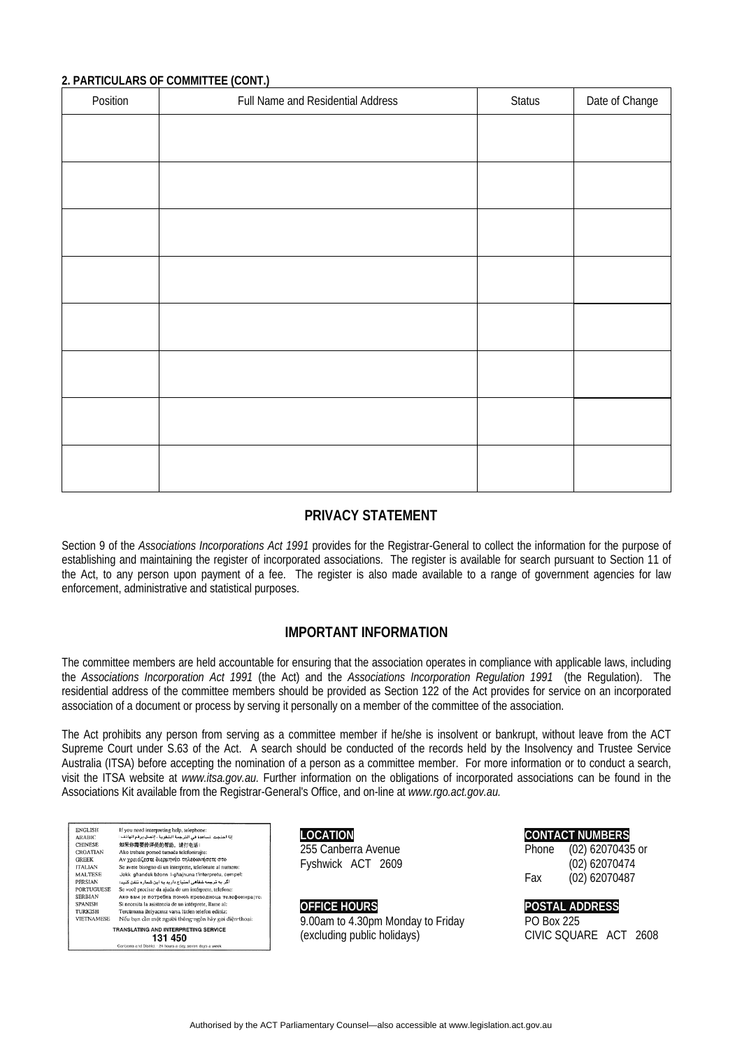**2. PARTICULARS OF COMMITTEE (CONT.)**

| Position | Full Name and Residential Address | Status | Date of Change |
|---|---|---|---|
| | | | |
| | | | |
| | | | |
| | | | |
| | | | |
| | | | |
| | | | |
| | | | |

## PRIVACY STATEMENT

Section 9 of the *Associations Incorporations Act 1991* provides for the Registrar-General to collect the information for the purpose of establishing and maintaining the register of incorporated associations. The register is available for search pursuant to Section 11 of the Act, to any person upon payment of a fee. The register is also made available to a range of government agencies for law enforcement, administrative and statistical purposes.

## IMPORTANT INFORMATION

The committee members are held accountable for ensuring that the association operates in compliance with applicable laws, including the *Associations Incorporation Act 1991* (the Act) and the *Associations Incorporation Regulation 1991* (the Regulation). The residential address of the committee members should be provided as Section 122 of the Act provides for service on an incorporated association of a document or process by serving it personally on a member of the committee of the association.

The Act prohibits any person from serving as a committee member if he/she is insolvent or bankrupt, without leave from the ACT Supreme Court under S.63 of the Act. A search should be conducted of the records held by the Insolvency and Trustee Service Australia (ITSA) before accepting the nomination of a person as a committee member. For more information or to conduct a search, visit the ITSA website at *www.itsa.gov.au.* Further information on the obligations of incorporated associations can be found in the Associations Kit available from the Registrar-General's Office, and on-line at *www.rgo.act.gov.au.*

| | |
|---|---|
| ENGLISH | If you need interpreting help, telephone: |
| ARABIC | إذا احتجت لمساعدة في الترجمة الشفوية ، إتصل برقم الهاتف : |
| CHINESE | 如果你需要传译员的帮助，请打电话： |
| CROATIAN | Ako trebate pomoć tumača telefonirajte: |
| GREEK | Αν χρειάζεστε διερμηνέα τηλεφωνήσετε στο |
| ITALIAN | Se avete bisogno di un interprete, telefonate al numero: |
| MALTESE | Jekk għandek bżonn l-għajnuna t'interpretu, ċempel: |
| PERSIAN | اگر به ترجمه شفاهی احتیاج دارید به این شماره تلفن کنید: |
| PORTUGUESE | Se você precisar da ajuda de um intérprete, telefone: |
| SERBIAN | Ако вам је потребна помоћ преводиоца телефонирајте: |
| SPANISH | Si necesita la asistencia de un intérprete, llame al: |
| TURKISH | Tercümana ihtiyacınız varsa lütfen telefon ediniz: |
| VIETNAMESE | Nếu bạn cần một người thông-ngôn hãy gọi điện-thoại: |

**TRANSLATING AND INTERPRETING SERVICE**

**131 450**

Canberra and District - 24 hours a day, seven days a week

**LOCATION**

255 Canberra Avenue
Fyshwick ACT 2609

**OFFICE HOURS**

9.00am to 4.30pm Monday to Friday
(excluding public holidays)

**CONTACT NUMBERS**

Phone (02) 62070435 or
(02) 62070474
Fax (02) 62070487

**POSTAL ADDRESS**

PO Box 225
CIVIC SQUARE ACT 2608

Authorised by the ACT Parliamentary Counsel—also accessible at www.legislation.act.gov.au